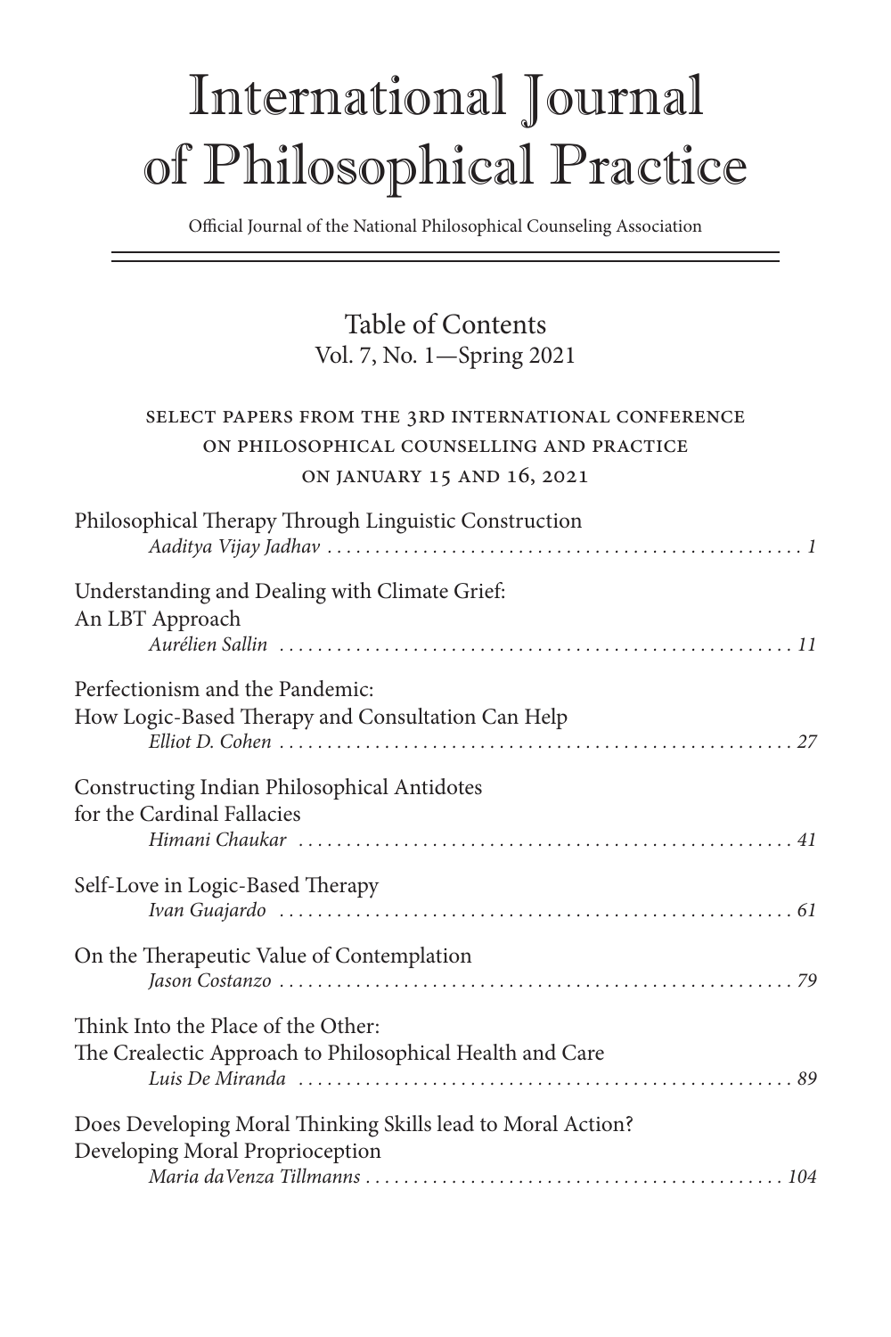# International Journal of Philosophical Practice

Official Journal of the National Philosophical Counseling Association

## Table of Contents

Vol. 7, No. 1—Spring 2021

### Select Papers from the 3rd International Conference on Philosophical Counselling and Practice on January 15 and 16, 2021

Philosophical Therapy Through Linguistic Construction
*Aaditya Vijay Jadhav* . . . . . . . . . . 1

Understanding and Dealing with Climate Grief: An LBT Approach
*Aurélien Sallin* . . . . . . . . . . 11

Perfectionism and the Pandemic: How Logic-Based Therapy and Consultation Can Help
*Elliot D. Cohen* . . . . . . . . . . 27

Constructing Indian Philosophical Antidotes for the Cardinal Fallacies
*Himani Chaukar* . . . . . . . . . . 41

Self-Love in Logic-Based Therapy
*Ivan Guajardo* . . . . . . . . . . 61

On the Therapeutic Value of Contemplation
*Jason Costanzo* . . . . . . . . . . 79

Think Into the Place of the Other: The Crealectic Approach to Philosophical Health and Care
*Luis De Miranda* . . . . . . . . . . 89

Does Developing Moral Thinking Skills lead to Moral Action? Developing Moral Proprioception
*Maria daVenza Tillmanns* . . . . . . . . . . 104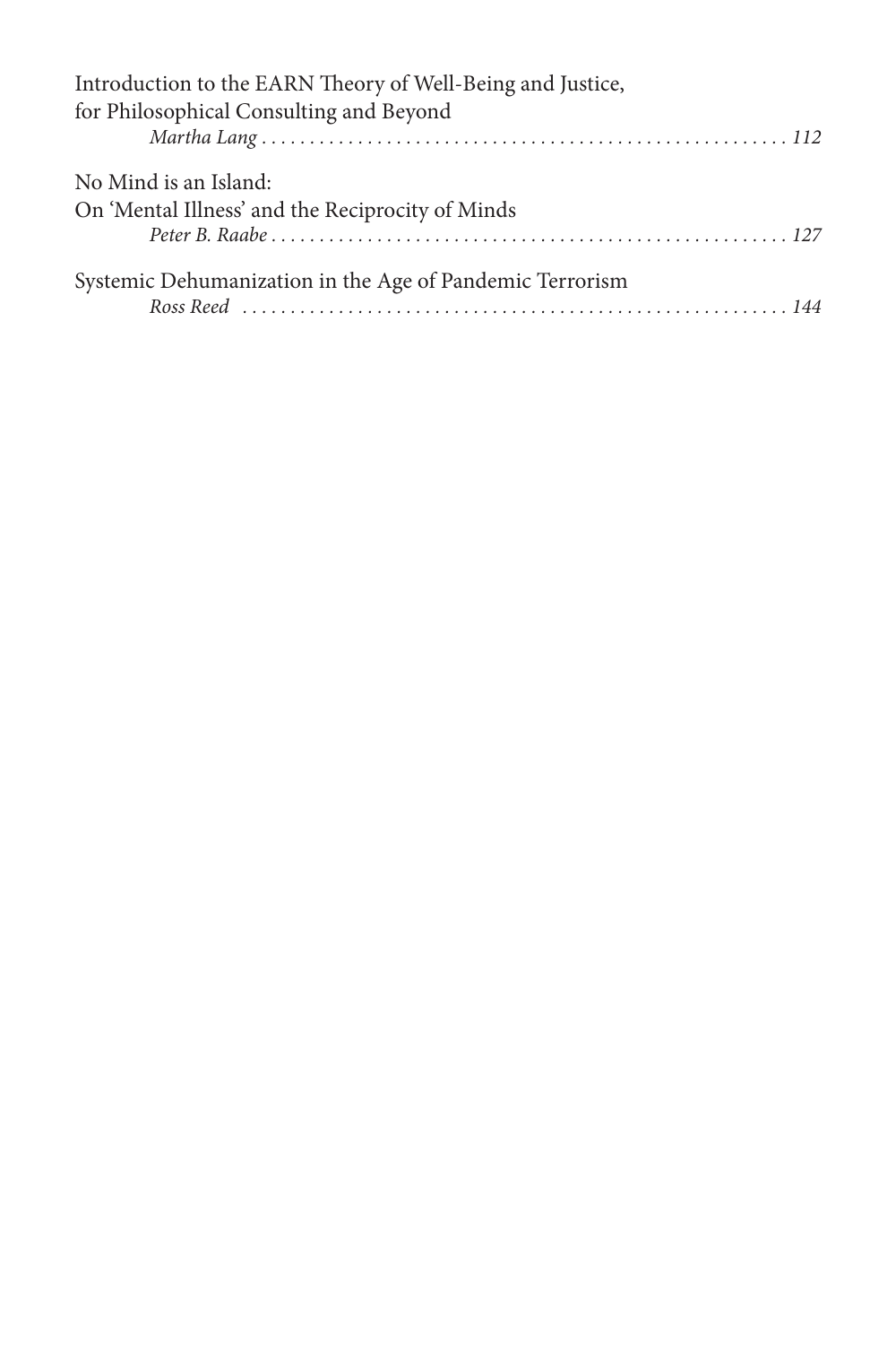Introduction to the EARN Theory of Well-Being and Justice, for Philosophical Consulting and Beyond
*Martha Lang* . . . . . . . . . . . . . . . . . . . . . . . . . . . . . . . . . . . . . . . . . . . . . . . . . . . . 112

No Mind is an Island:
On 'Mental Illness' and the Reciprocity of Minds
*Peter B. Raabe* . . . . . . . . . . . . . . . . . . . . . . . . . . . . . . . . . . . . . . . . . . . . . . . . . . . . 127

Systemic Dehumanization in the Age of Pandemic Terrorism
*Ross Reed* . . . . . . . . . . . . . . . . . . . . . . . . . . . . . . . . . . . . . . . . . . . . . . . . . . . . . . . 144